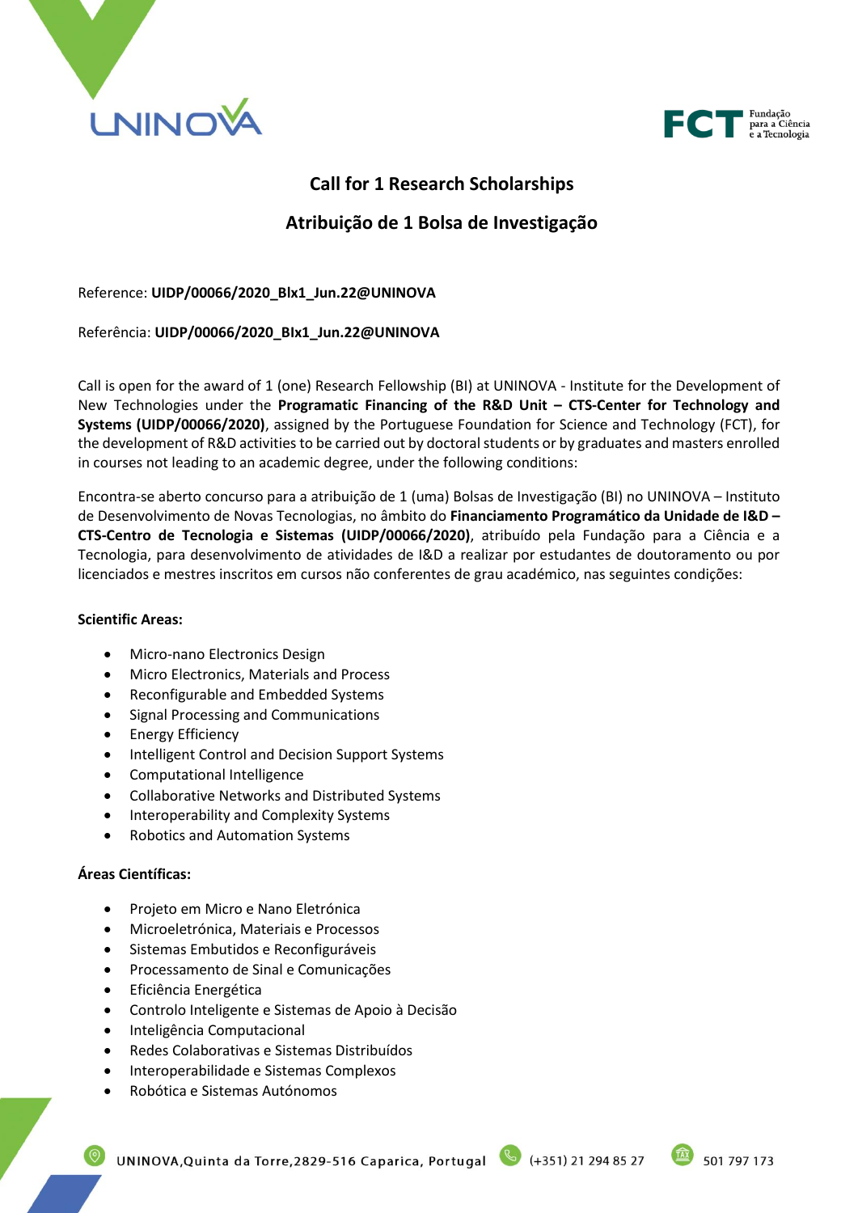# Call for 1 Research Scholarships

# Atribuição de 1 Bolsa de Investigação

Reference: **UIDP/00066/2020_BIx1_Jun.22@UNINOVA**

Referência: **UIDP/00066/2020_BIx1_Jun.22@UNINOVA**

Call is open for the award of 1 (one) Research Fellowship (BI) at UNINOVA - Institute for the Development of New Technologies under the **Programatic Financing of the R&D Unit – CTS-Center for Technology and Systems (UIDP/00066/2020)**, assigned by the Portuguese Foundation for Science and Technology (FCT), for the development of R&D activities to be carried out by doctoral students or by graduates and masters enrolled in courses not leading to an academic degree, under the following conditions:

Encontra-se aberto concurso para a atribuição de 1 (uma) Bolsas de Investigação (BI) no UNINOVA – Instituto de Desenvolvimento de Novas Tecnologias, no âmbito do **Financiamento Programático da Unidade de I&D – CTS-Centro de Tecnologia e Sistemas (UIDP/00066/2020)**, atribuído pela Fundação para a Ciência e a Tecnologia, para desenvolvimento de atividades de I&D a realizar por estudantes de doutoramento ou por licenciados e mestres inscritos em cursos não conferentes de grau académico, nas seguintes condições:

**Scientific Areas:**

- Micro-nano Electronics Design
- Micro Electronics, Materials and Process
- Reconfigurable and Embedded Systems
- Signal Processing and Communications
- Energy Efficiency
- Intelligent Control and Decision Support Systems
- Computational Intelligence
- Collaborative Networks and Distributed Systems
- Interoperability and Complexity Systems
- Robotics and Automation Systems

**Áreas Científicas:**

- Projeto em Micro e Nano Eletrónica
- Microeletrónica, Materiais e Processos
- Sistemas Embutidos e Reconfiguráveis
- Processamento de Sinal e Comunicações
- Eficiência Energética
- Controlo Inteligente e Sistemas de Apoio à Decisão
- Inteligência Computacional
- Redes Colaborativas e Sistemas Distribuídos
- Interoperabilidade e Sistemas Complexos
- Robótica e Sistemas Autónomos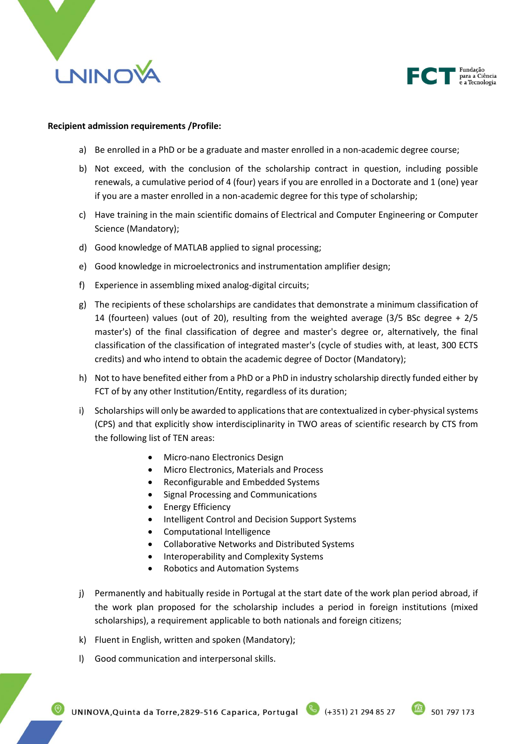**Recipient admission requirements /Profile:**

a) Be enrolled in a PhD or be a graduate and master enrolled in a non-academic degree course;

b) Not exceed, with the conclusion of the scholarship contract in question, including possible renewals, a cumulative period of 4 (four) years if you are enrolled in a Doctorate and 1 (one) year if you are a master enrolled in a non-academic degree for this type of scholarship;

c) Have training in the main scientific domains of Electrical and Computer Engineering or Computer Science (Mandatory);

d) Good knowledge of MATLAB applied to signal processing;

e) Good knowledge in microelectronics and instrumentation amplifier design;

f) Experience in assembling mixed analog-digital circuits;

g) The recipients of these scholarships are candidates that demonstrate a minimum classification of 14 (fourteen) values (out of 20), resulting from the weighted average (3/5 BSc degree + 2/5 master's) of the final classification of degree and master's degree or, alternatively, the final classification of the classification of integrated master's (cycle of studies with, at least, 300 ECTS credits) and who intend to obtain the academic degree of Doctor (Mandatory);

h) Not to have benefited either from a PhD or a PhD in industry scholarship directly funded either by FCT of by any other Institution/Entity, regardless of its duration;

i) Scholarships will only be awarded to applications that are contextualized in cyber-physical systems (CPS) and that explicitly show interdisciplinarity in TWO areas of scientific research by CTS from the following list of TEN areas:

- Micro-nano Electronics Design
- Micro Electronics, Materials and Process
- Reconfigurable and Embedded Systems
- Signal Processing and Communications
- Energy Efficiency
- Intelligent Control and Decision Support Systems
- Computational Intelligence
- Collaborative Networks and Distributed Systems
- Interoperability and Complexity Systems
- Robotics and Automation Systems

j) Permanently and habitually reside in Portugal at the start date of the work plan period abroad, if the work plan proposed for the scholarship includes a period in foreign institutions (mixed scholarships), a requirement applicable to both nationals and foreign citizens;

k) Fluent in English, written and spoken (Mandatory);

l) Good communication and interpersonal skills.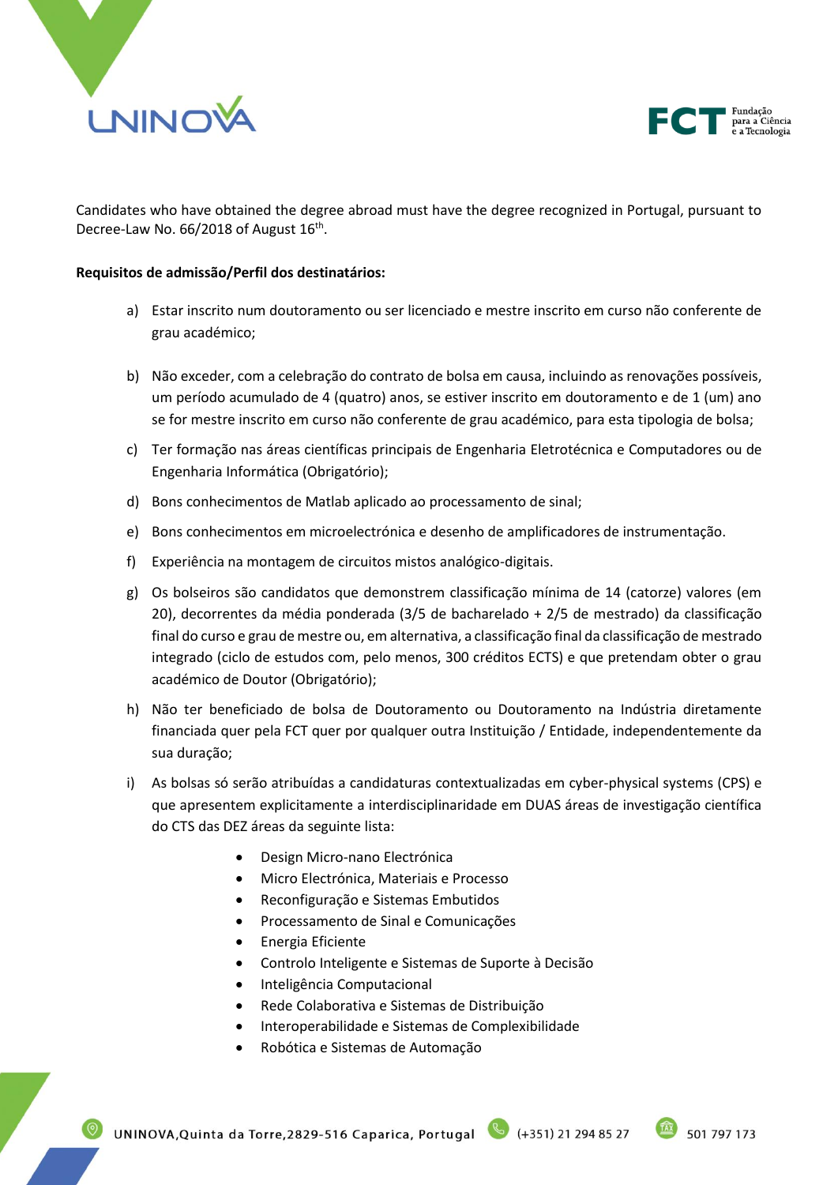Candidates who have obtained the degree abroad must have the degree recognized in Portugal, pursuant to Decree-Law No. 66/2018 of August 16th.

**Requisitos de admissão/Perfil dos destinatários:**

a) Estar inscrito num doutoramento ou ser licenciado e mestre inscrito em curso não conferente de grau académico;

b) Não exceder, com a celebração do contrato de bolsa em causa, incluindo as renovações possíveis, um período acumulado de 4 (quatro) anos, se estiver inscrito em doutoramento e de 1 (um) ano se for mestre inscrito em curso não conferente de grau académico, para esta tipologia de bolsa;

c) Ter formação nas áreas científicas principais de Engenharia Eletrotécnica e Computadores ou de Engenharia Informática (Obrigatório);

d) Bons conhecimentos de Matlab aplicado ao processamento de sinal;

e) Bons conhecimentos em microelectrónica e desenho de amplificadores de instrumentação.

f) Experiência na montagem de circuitos mistos analógico-digitais.

g) Os bolseiros são candidatos que demonstrem classificação mínima de 14 (catorze) valores (em 20), decorrentes da média ponderada (3/5 de bacharelado + 2/5 de mestrado) da classificação final do curso e grau de mestre ou, em alternativa, a classificação final da classificação de mestrado integrado (ciclo de estudos com, pelo menos, 300 créditos ECTS) e que pretendam obter o grau académico de Doutor (Obrigatório);

h) Não ter beneficiado de bolsa de Doutoramento ou Doutoramento na Indústria diretamente financiada quer pela FCT quer por qualquer outra Instituição / Entidade, independentemente da sua duração;

i) As bolsas só serão atribuídas a candidaturas contextualizadas em cyber-physical systems (CPS) e que apresentem explicitamente a interdisciplinaridade em DUAS áreas de investigação científica do CTS das DEZ áreas da seguinte lista:

- Design Micro-nano Electrónica
- Micro Electrónica, Materiais e Processo
- Reconfiguração e Sistemas Embutidos
- Processamento de Sinal e Comunicações
- Energia Eficiente
- Controlo Inteligente e Sistemas de Suporte à Decisão
- Inteligência Computacional
- Rede Colaborativa e Sistemas de Distribuição
- Interoperabilidade e Sistemas de Complexibilidade
- Robótica e Sistemas de Automação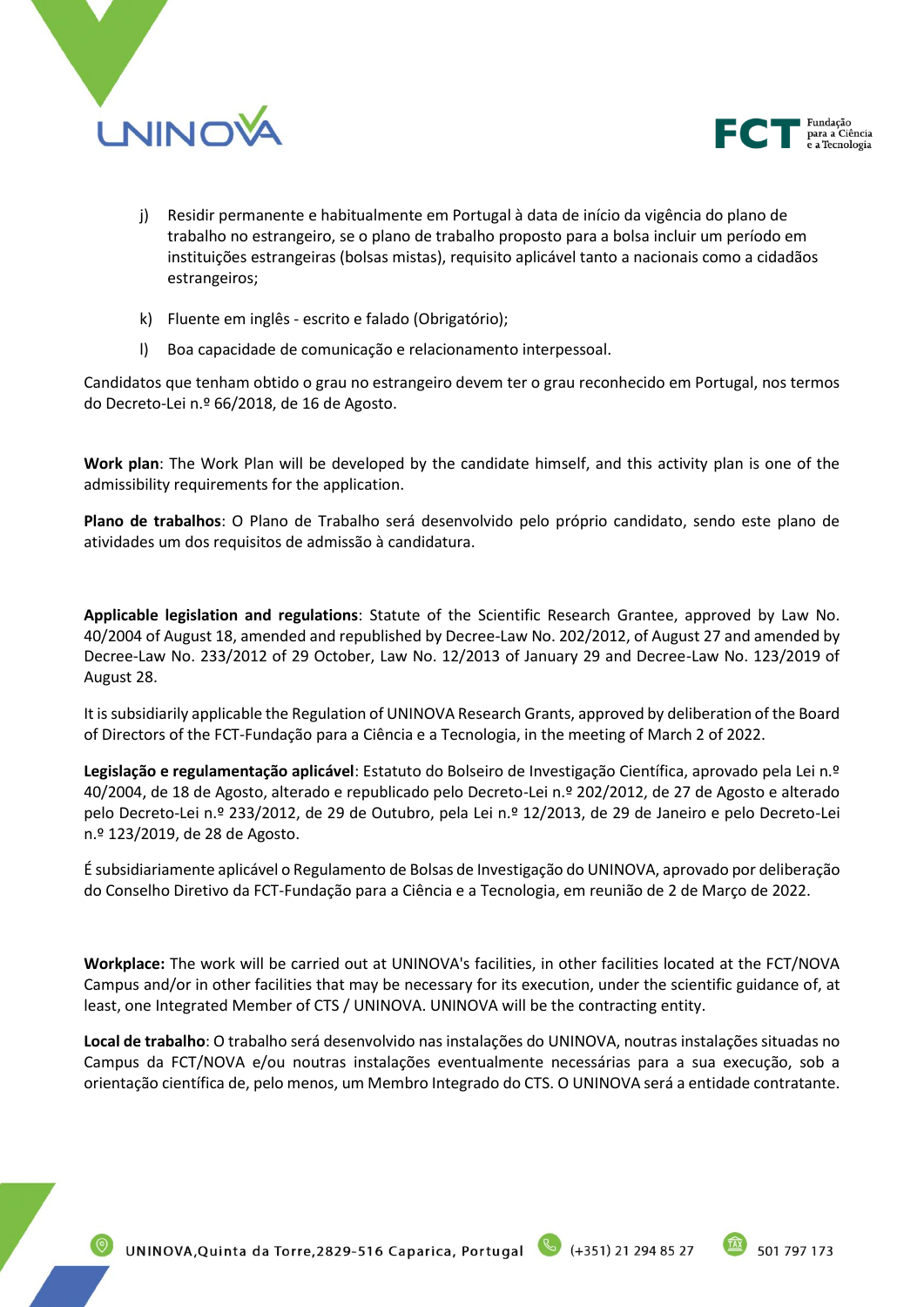j) Residir permanente e habitualmente em Portugal à data de início da vigência do plano de trabalho no estrangeiro, se o plano de trabalho proposto para a bolsa incluir um período em instituições estrangeiras (bolsas mistas), requisito aplicável tanto a nacionais como a cidadãos estrangeiros;

k) Fluente em inglês - escrito e falado (Obrigatório);

l) Boa capacidade de comunicação e relacionamento interpessoal.

Candidatos que tenham obtido o grau no estrangeiro devem ter o grau reconhecido em Portugal, nos termos do Decreto-Lei n.º 66/2018, de 16 de Agosto.

**Work plan**: The Work Plan will be developed by the candidate himself, and this activity plan is one of the admissibility requirements for the application.

**Plano de trabalhos**: O Plano de Trabalho será desenvolvido pelo próprio candidato, sendo este plano de atividades um dos requisitos de admissão à candidatura.

**Applicable legislation and regulations**: Statute of the Scientific Research Grantee, approved by Law No. 40/2004 of August 18, amended and republished by Decree-Law No. 202/2012, of August 27 and amended by Decree-Law No. 233/2012 of 29 October, Law No. 12/2013 of January 29 and Decree-Law No. 123/2019 of August 28.

It is subsidiarily applicable the Regulation of UNINOVA Research Grants, approved by deliberation of the Board of Directors of the FCT-Fundação para a Ciência e a Tecnologia, in the meeting of March 2 of 2022.

**Legislação e regulamentação aplicável**: Estatuto do Bolseiro de Investigação Científica, aprovado pela Lei n.º 40/2004, de 18 de Agosto, alterado e republicado pelo Decreto-Lei n.º 202/2012, de 27 de Agosto e alterado pelo Decreto-Lei n.º 233/2012, de 29 de Outubro, pela Lei n.º 12/2013, de 29 de Janeiro e pelo Decreto-Lei n.º 123/2019, de 28 de Agosto.

É subsidiariamente aplicável o Regulamento de Bolsas de Investigação do UNINOVA, aprovado por deliberação do Conselho Diretivo da FCT-Fundação para a Ciência e a Tecnologia, em reunião de 2 de Março de 2022.

**Workplace:** The work will be carried out at UNINOVA's facilities, in other facilities located at the FCT/NOVA Campus and/or in other facilities that may be necessary for its execution, under the scientific guidance of, at least, one Integrated Member of CTS / UNINOVA. UNINOVA will be the contracting entity.

**Local de trabalho**: O trabalho será desenvolvido nas instalações do UNINOVA, noutras instalações situadas no Campus da FCT/NOVA e/ou noutras instalações eventualmente necessárias para a sua execução, sob a orientação científica de, pelo menos, um Membro Integrado do CTS. O UNINOVA será a entidade contratante.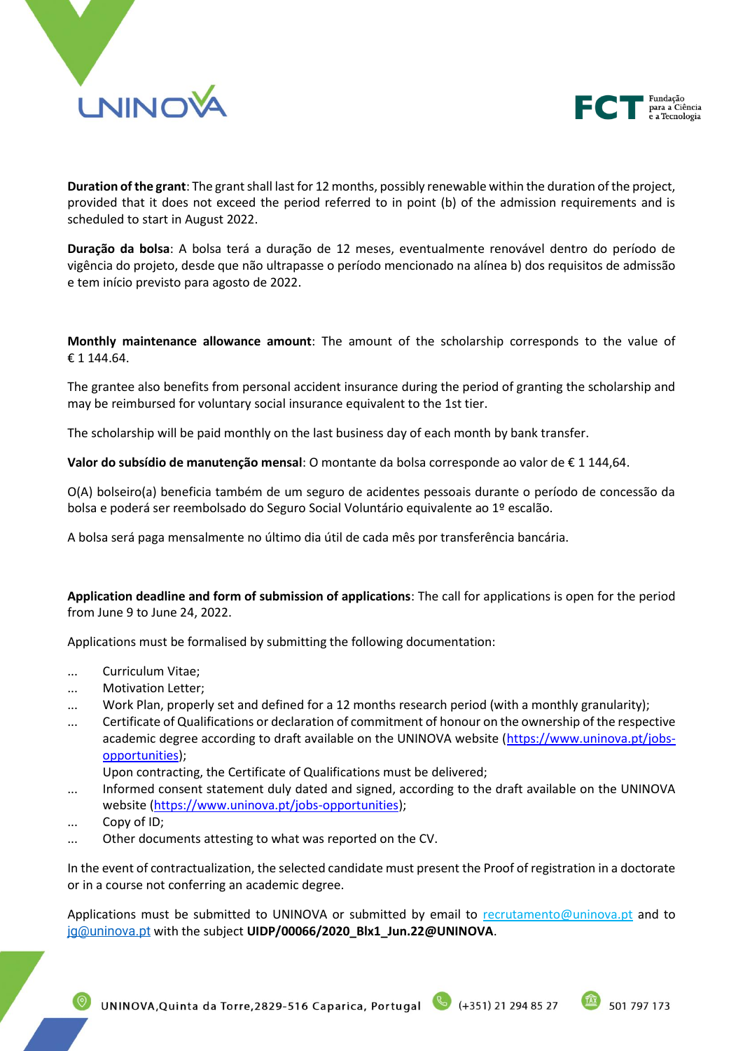**Duration of the grant**: The grant shall last for 12 months, possibly renewable within the duration of the project, provided that it does not exceed the period referred to in point (b) of the admission requirements and is scheduled to start in August 2022.

**Duração da bolsa**: A bolsa terá a duração de 12 meses, eventualmente renovável dentro do período de vigência do projeto, desde que não ultrapasse o período mencionado na alínea b) dos requisitos de admissão e tem início previsto para agosto de 2022.

**Monthly maintenance allowance amount**: The amount of the scholarship corresponds to the value of € 1 144.64.

The grantee also benefits from personal accident insurance during the period of granting the scholarship and may be reimbursed for voluntary social insurance equivalent to the 1st tier.

The scholarship will be paid monthly on the last business day of each month by bank transfer.

**Valor do subsídio de manutenção mensal**: O montante da bolsa corresponde ao valor de € 1 144,64.

O(A) bolseiro(a) beneficia também de um seguro de acidentes pessoais durante o período de concessão da bolsa e poderá ser reembolsado do Seguro Social Voluntário equivalente ao 1º escalão.

A bolsa será paga mensalmente no último dia útil de cada mês por transferência bancária.

**Application deadline and form of submission of applications**: The call for applications is open for the period from June 9 to June 24, 2022.

Applications must be formalised by submitting the following documentation:

- Curriculum Vitae;
- Motivation Letter;
- Work Plan, properly set and defined for a 12 months research period (with a monthly granularity);
- Certificate of Qualifications or declaration of commitment of honour on the ownership of the respective academic degree according to draft available on the UNINOVA website (https://www.uninova.pt/jobs-opportunities);
  Upon contracting, the Certificate of Qualifications must be delivered;
- Informed consent statement duly dated and signed, according to the draft available on the UNINOVA website (https://www.uninova.pt/jobs-opportunities);
- Copy of ID;
- Other documents attesting to what was reported on the CV.

In the event of contractualization, the selected candidate must present the Proof of registration in a doctorate or in a course not conferring an academic degree.

Applications must be submitted to UNINOVA or submitted by email to recrutamento@uninova.pt and to jg@uninova.pt with the subject **UIDP/00066/2020_Blx1_Jun.22@UNINOVA**.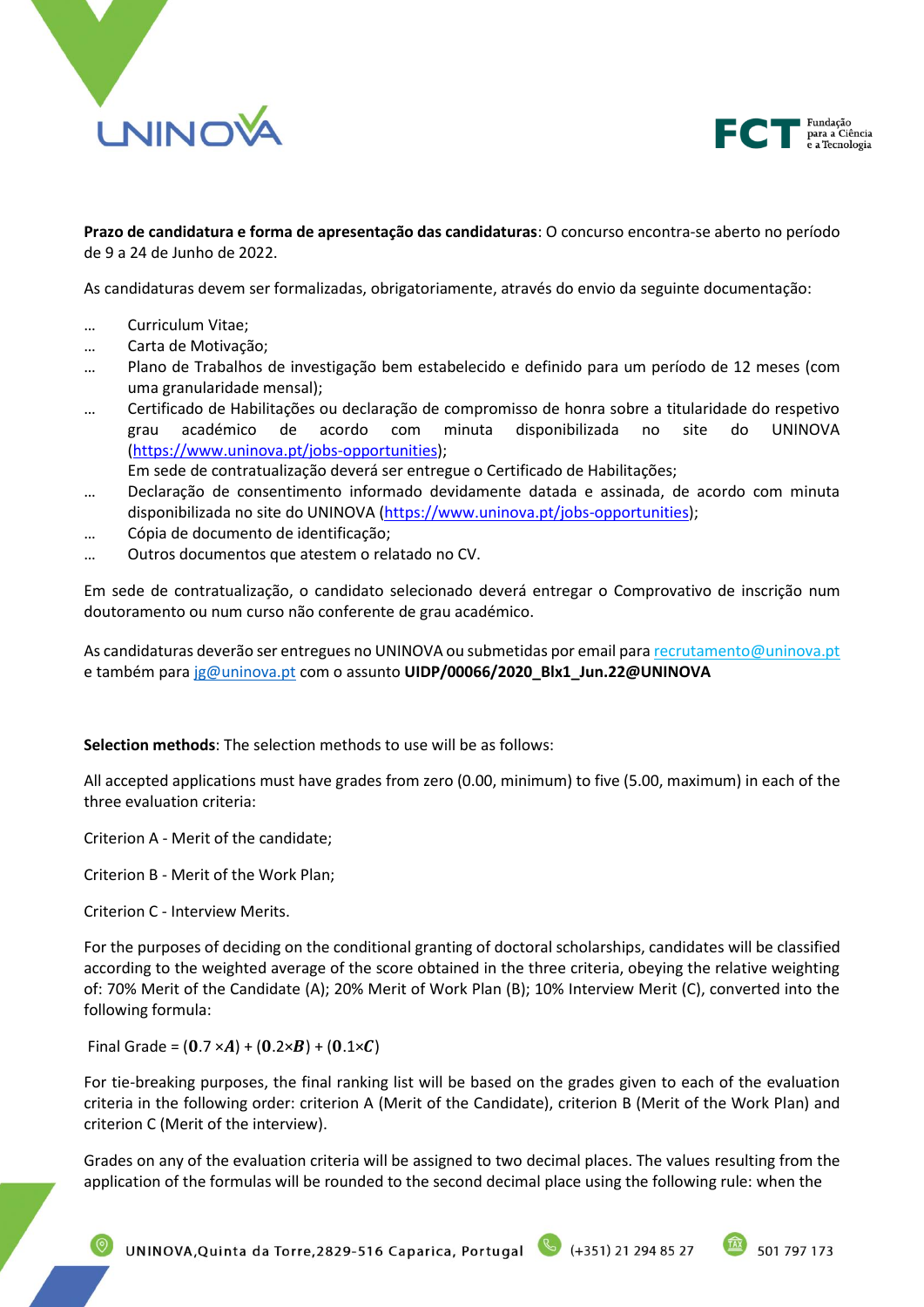**Prazo de candidatura e forma de apresentação das candidaturas**: O concurso encontra-se aberto no período de 9 a 24 de Junho de 2022.

As candidaturas devem ser formalizadas, obrigatoriamente, através do envio da seguinte documentação:

- Curriculum Vitae;
- Carta de Motivação;
- Plano de Trabalhos de investigação bem estabelecido e definido para um período de 12 meses (com uma granularidade mensal);
- Certificado de Habilitações ou declaração de compromisso de honra sobre a titularidade do respetivo grau académico de acordo com minuta disponibilizada no site do UNINOVA (https://www.uninova.pt/jobs-opportunities);
  Em sede de contratualização deverá ser entregue o Certificado de Habilitações;
- Declaração de consentimento informado devidamente datada e assinada, de acordo com minuta disponibilizada no site do UNINOVA (https://www.uninova.pt/jobs-opportunities);
- Cópia de documento de identificação;
- Outros documentos que atestem o relatado no CV.

Em sede de contratualização, o candidato selecionado deverá entregar o Comprovativo de inscrição num doutoramento ou num curso não conferente de grau académico.

As candidaturas deverão ser entregues no UNINOVA ou submetidas por email para recrutamento@uninova.pt e também para jg@uninova.pt com o assunto **UIDP/00066/2020_Blx1_Jun.22@UNINOVA**

**Selection methods**: The selection methods to use will be as follows:

All accepted applications must have grades from zero (0.00, minimum) to five (5.00, maximum) in each of the three evaluation criteria:

Criterion A - Merit of the candidate;

Criterion B - Merit of the Work Plan;

Criterion C - Interview Merits.

For the purposes of deciding on the conditional granting of doctoral scholarships, candidates will be classified according to the weighted average of the score obtained in the three criteria, obeying the relative weighting of: 70% Merit of the Candidate (A); 20% Merit of Work Plan (B); 10% Interview Merit (C), converted into the following formula:

Final Grade = $(\mathbf{0}.7 \times \boldsymbol{A}) + (\mathbf{0}.2 \times \boldsymbol{B}) + (\mathbf{0}.1 \times \boldsymbol{C})$

For tie-breaking purposes, the final ranking list will be based on the grades given to each of the evaluation criteria in the following order: criterion A (Merit of the Candidate), criterion B (Merit of the Work Plan) and criterion C (Merit of the interview).

Grades on any of the evaluation criteria will be assigned to two decimal places. The values resulting from the application of the formulas will be rounded to the second decimal place using the following rule: when the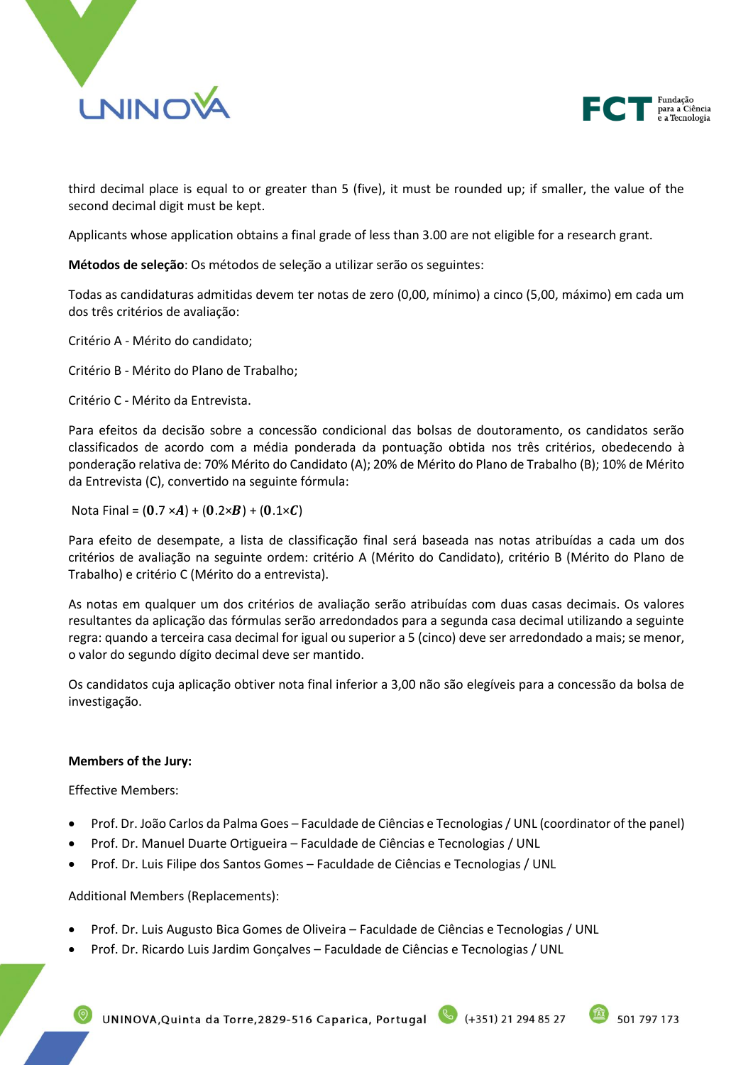third decimal place is equal to or greater than 5 (five), it must be rounded up; if smaller, the value of the second decimal digit must be kept.

Applicants whose application obtains a final grade of less than 3.00 are not eligible for a research grant.

**Métodos de seleção**: Os métodos de seleção a utilizar serão os seguintes:

Todas as candidaturas admitidas devem ter notas de zero (0,00, mínimo) a cinco (5,00, máximo) em cada um dos três critérios de avaliação:

Critério A - Mérito do candidato;

Critério B - Mérito do Plano de Trabalho;

Critério C - Mérito da Entrevista.

Para efeitos da decisão sobre a concessão condicional das bolsas de doutoramento, os candidatos serão classificados de acordo com a média ponderada da pontuação obtida nos três critérios, obedecendo à ponderação relativa de: 70% Mérito do Candidato (A); 20% de Mérito do Plano de Trabalho (B); 10% de Mérito da Entrevista (C), convertido na seguinte fórmula:

Nota Final = $(\mathbf{0}.7 \times \boldsymbol{A}) + (\mathbf{0}.2 \times \boldsymbol{B}) + (\mathbf{0}.1 \times \boldsymbol{C})$

Para efeito de desempate, a lista de classificação final será baseada nas notas atribuídas a cada um dos critérios de avaliação na seguinte ordem: critério A (Mérito do Candidato), critério B (Mérito do Plano de Trabalho) e critério C (Mérito do a entrevista).

As notas em qualquer um dos critérios de avaliação serão atribuídas com duas casas decimais. Os valores resultantes da aplicação das fórmulas serão arredondados para a segunda casa decimal utilizando a seguinte regra: quando a terceira casa decimal for igual ou superior a 5 (cinco) deve ser arredondado a mais; se menor, o valor do segundo dígito decimal deve ser mantido.

Os candidatos cuja aplicação obtiver nota final inferior a 3,00 não são elegíveis para a concessão da bolsa de investigação.

**Members of the Jury:**

Effective Members:

- Prof. Dr. João Carlos da Palma Goes – Faculdade de Ciências e Tecnologias / UNL (coordinator of the panel)
- Prof. Dr. Manuel Duarte Ortigueira – Faculdade de Ciências e Tecnologias / UNL
- Prof. Dr. Luis Filipe dos Santos Gomes – Faculdade de Ciências e Tecnologias / UNL

Additional Members (Replacements):

- Prof. Dr. Luis Augusto Bica Gomes de Oliveira – Faculdade de Ciências e Tecnologias / UNL
- Prof. Dr. Ricardo Luis Jardim Gonçalves – Faculdade de Ciências e Tecnologias / UNL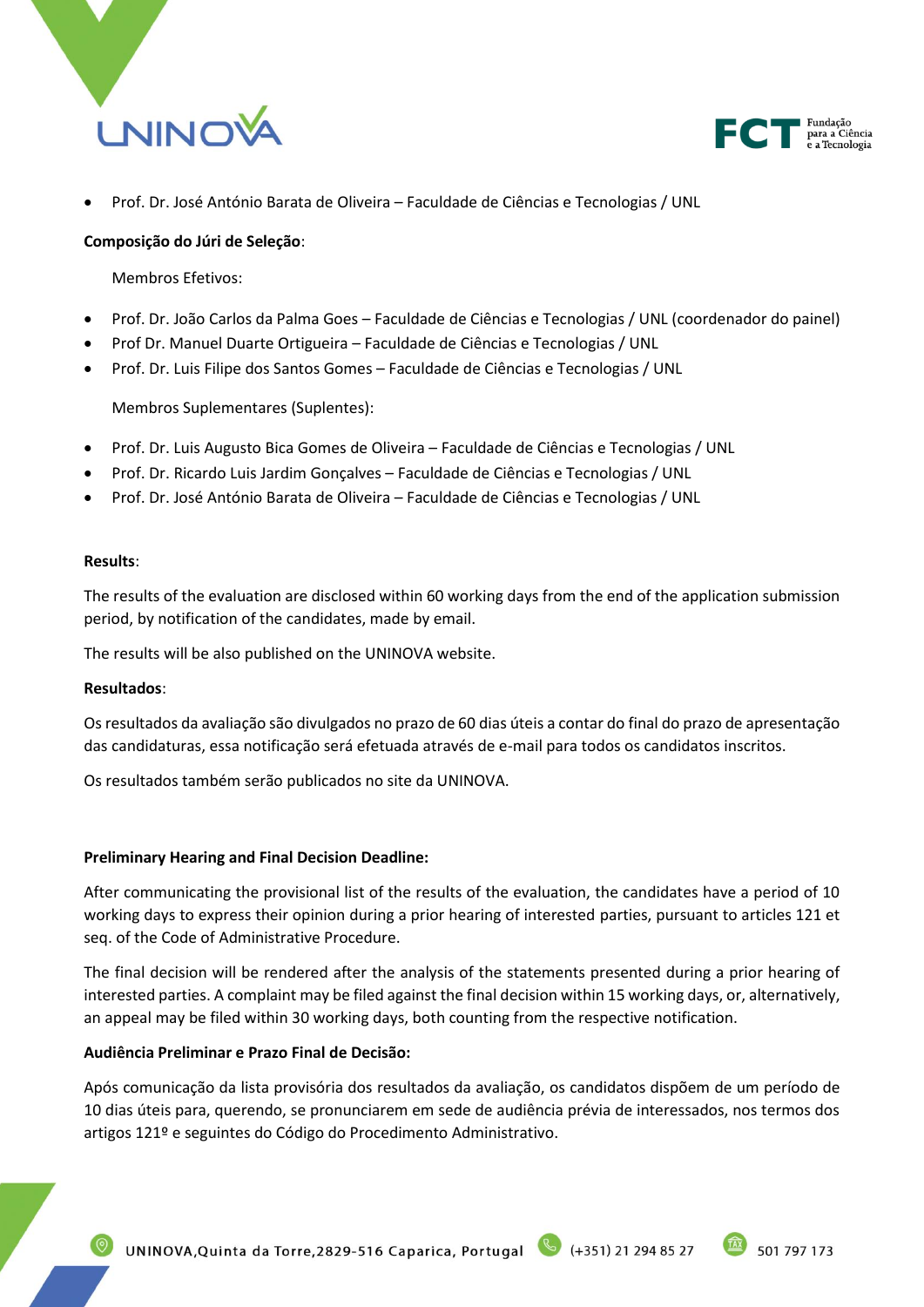- Prof. Dr. José António Barata de Oliveira – Faculdade de Ciências e Tecnologias / UNL

**Composição do Júri de Seleção**:

Membros Efetivos:

- Prof. Dr. João Carlos da Palma Goes – Faculdade de Ciências e Tecnologias / UNL (coordenador do painel)
- Prof Dr. Manuel Duarte Ortigueira – Faculdade de Ciências e Tecnologias / UNL
- Prof. Dr. Luis Filipe dos Santos Gomes – Faculdade de Ciências e Tecnologias / UNL

Membros Suplementares (Suplentes):

- Prof. Dr. Luis Augusto Bica Gomes de Oliveira – Faculdade de Ciências e Tecnologias / UNL
- Prof. Dr. Ricardo Luis Jardim Gonçalves – Faculdade de Ciências e Tecnologias / UNL
- Prof. Dr. José António Barata de Oliveira – Faculdade de Ciências e Tecnologias / UNL

**Results**:

The results of the evaluation are disclosed within 60 working days from the end of the application submission period, by notification of the candidates, made by email.

The results will be also published on the UNINOVA website.

**Resultados**:

Os resultados da avaliação são divulgados no prazo de 60 dias úteis a contar do final do prazo de apresentação das candidaturas, essa notificação será efetuada através de e-mail para todos os candidatos inscritos.

Os resultados também serão publicados no site da UNINOVA.

**Preliminary Hearing and Final Decision Deadline:**

After communicating the provisional list of the results of the evaluation, the candidates have a period of 10 working days to express their opinion during a prior hearing of interested parties, pursuant to articles 121 et seq. of the Code of Administrative Procedure.

The final decision will be rendered after the analysis of the statements presented during a prior hearing of interested parties. A complaint may be filed against the final decision within 15 working days, or, alternatively, an appeal may be filed within 30 working days, both counting from the respective notification.

**Audiência Preliminar e Prazo Final de Decisão:**

Após comunicação da lista provisória dos resultados da avaliação, os candidatos dispõem de um período de 10 dias úteis para, querendo, se pronunciarem em sede de audiência prévia de interessados, nos termos dos artigos 121º e seguintes do Código do Procedimento Administrativo.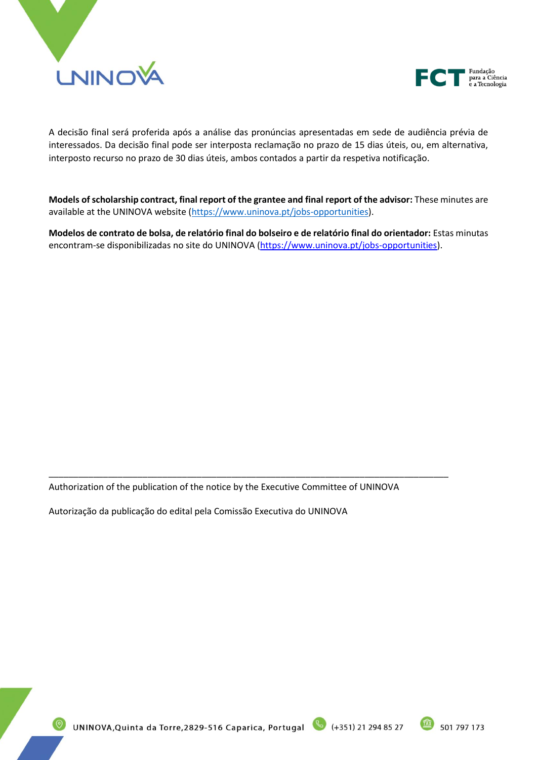A decisão final será proferida após a análise das pronúncias apresentadas em sede de audiência prévia de interessados. Da decisão final pode ser interposta reclamação no prazo de 15 dias úteis, ou, em alternativa, interposto recurso no prazo de 30 dias úteis, ambos contados a partir da respetiva notificação.

**Models of scholarship contract, final report of the grantee and final report of the advisor:** These minutes are available at the UNINOVA website (https://www.uninova.pt/jobs-opportunities).

**Modelos de contrato de bolsa, de relatório final do bolseiro e de relatório final do orientador:** Estas minutas encontram-se disponibilizadas no site do UNINOVA (https://www.uninova.pt/jobs-opportunities).

---

Authorization of the publication of the notice by the Executive Committee of UNINOVA

Autorização da publicação do edital pela Comissão Executiva do UNINOVA